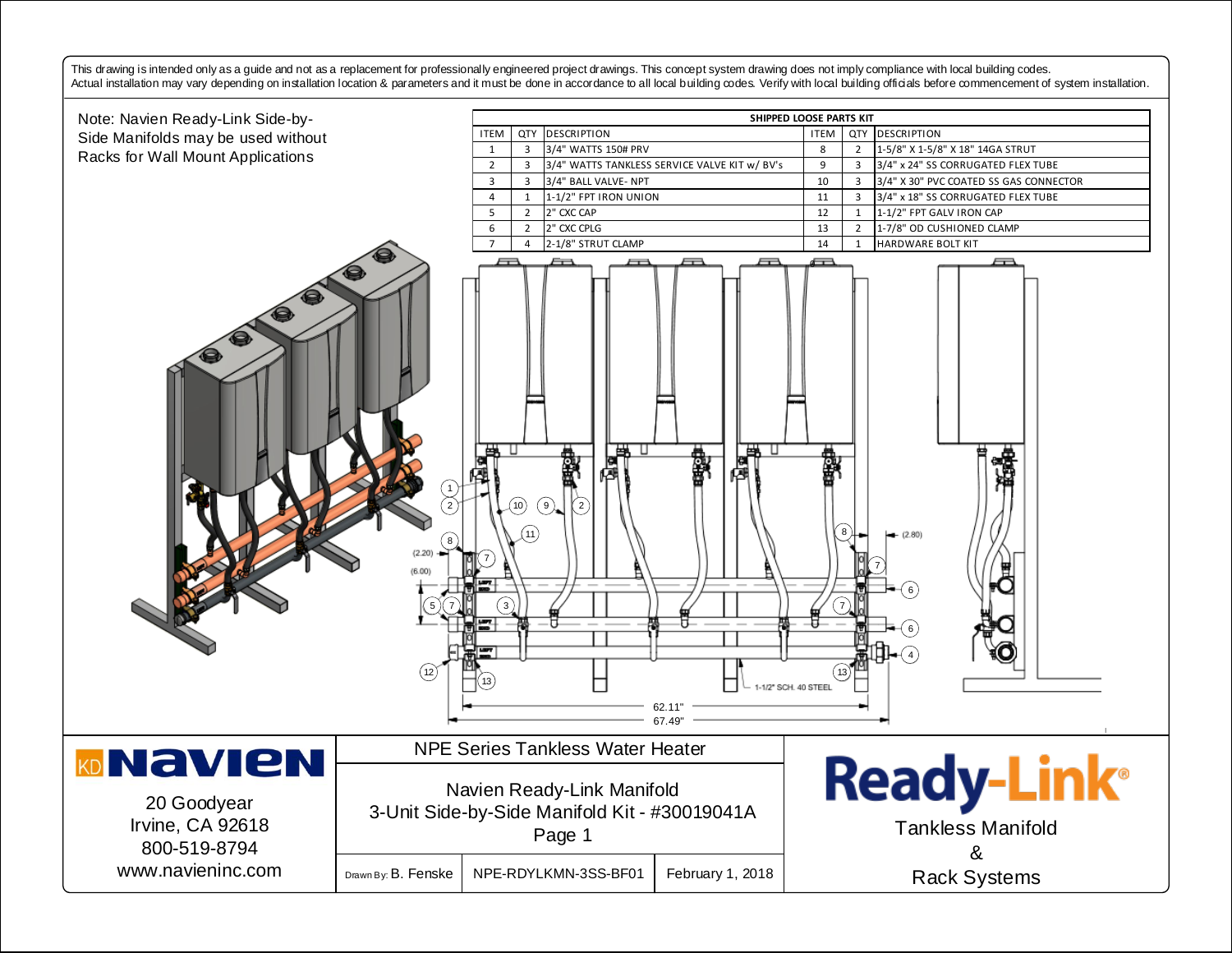This drawing is intended only as a guide and not as a replacement for professionally engineered project drawings. This concept system drawing does not imply compliance with local building codes. Actual installation may vary depending on installation location & parameters and it must be done in accordance to all local building codes. Verify with local building officials before commencement of system installation.

Note: Navien Ready-Link Side-by-Side Manifolds may be used without Racks for Wall Mount Applications

**SHIPPED LOOSE PARTS KIT**

| ITEM | QTY | DESCRIPTION | ITEM | QTY | DESCRIPTION |
|---|---|---|---|---|---|
| 1 | 3 | 3/4" WATTS 150# PRV | 8 | 2 | 1-5/8" X 1-5/8" X 18" 14GA STRUT |
| 2 | 3 | 3/4" WATTS TANKLESS SERVICE VALVE KIT w/ BV's | 9 | 3 | 3/4" x 24" SS CORRUGATED FLEX TUBE |
| 3 | 3 | 3/4" BALL VALVE- NPT | 10 | 3 | 3/4" X 30" PVC COATED SS GAS CONNECTOR |
| 4 | 1 | 1-1/2" FPT IRON UNION | 11 | 3 | 3/4" x 18" SS CORRUGATED FLEX TUBE |
| 5 | 2 | 2" CXC CAP | 12 | 1 | 1-1/2" FPT GALV IRON CAP |
| 6 | 2 | 2" CXC CPLG | 13 | 2 | 1-7/8" OD CUSHIONED CLAMP |
| 7 | 4 | 2-1/8" STRUT CLAMP | 14 | 1 | HARDWARE BOLT KIT |

(2.20)
(6.00)
(2.80)
1-1/2" SCH. 40 STEEL
62.11"
67.49"

**Navien**
20 Goodyear
Irvine, CA 92618
800-519-8794
www.navieninc.com

NPE Series Tankless Water Heater

Navien Ready-Link Manifold
3-Unit Side-by-Side Manifold Kit - #30019041A
Page 1

Drawn By: B. Fenske | NPE-RDYLKMN-3SS-BF01 | February 1, 2018

**Ready-Link®**
Tankless Manifold
&
Rack Systems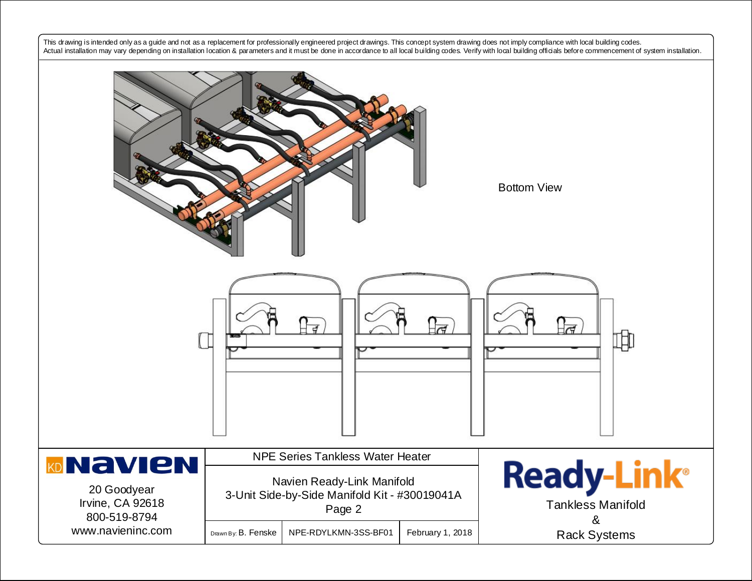This drawing is intended only as a guide and not as a replacement for professionally engineered project drawings. This concept system drawing does not imply compliance with local building codes. Actual installation may vary depending on installation location & parameters and it must be done in accordance to all local building codes. Verify with local building officials before commencement of system installation.

Bottom View

| **Navien** 20 Goodyear Irvine, CA 92618 800-519-8794 www.navieninc.com | NPE Series Tankless Water Heater | | | **Ready-Link®** Tankless Manifold & Rack Systems |
|---|---|---|---|---|
| | Navien Ready-Link Manifold 3-Unit Side-by-Side Manifold Kit - #30019041A Page 2 | | | |
| | Drawn By: B. Fenske | NPE-RDYLKMN-3SS-BF01 | February 1, 2018 | |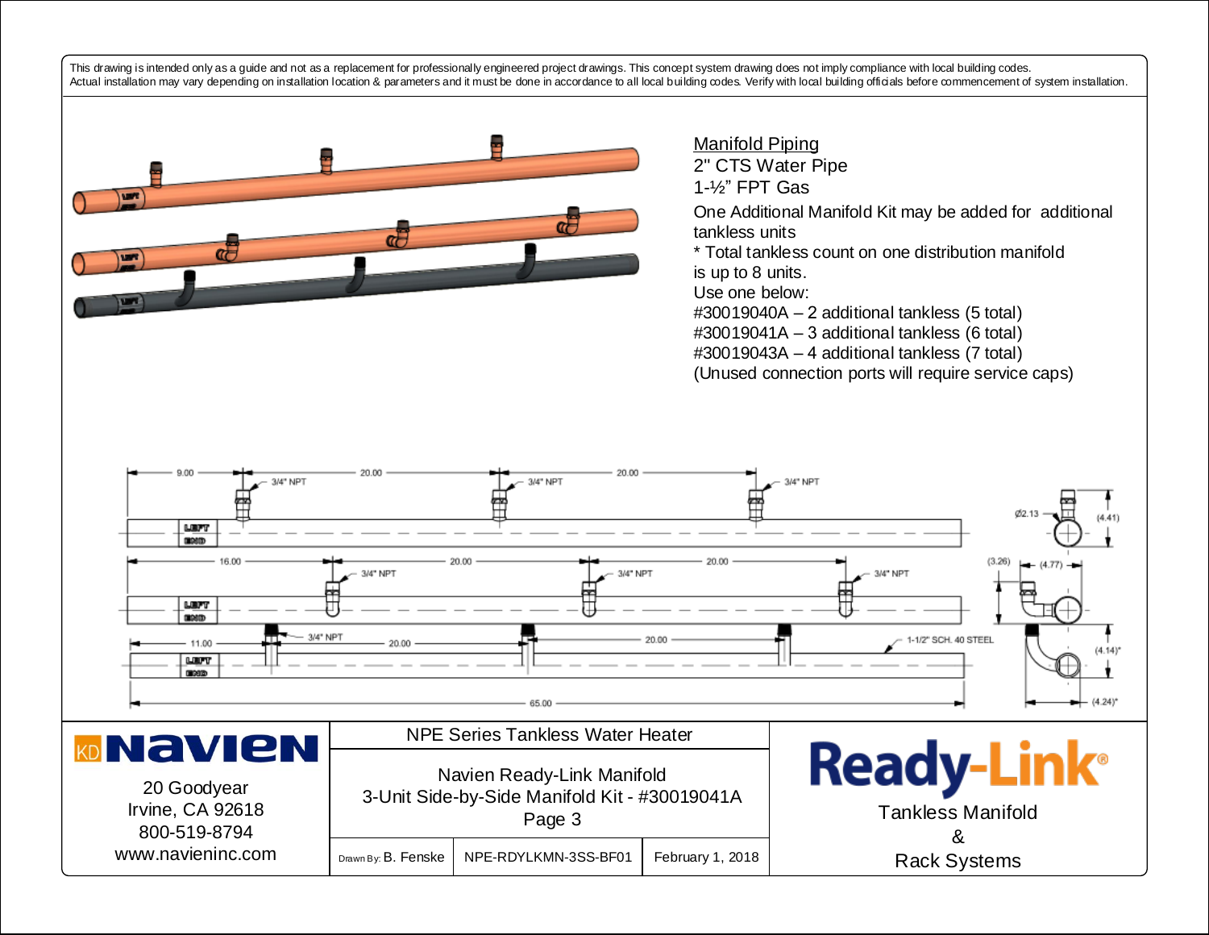This drawing is intended only as a guide and not as a replacement for professionally engineered project drawings. This concept system drawing does not imply compliance with local building codes. Actual installation may vary depending on installation location & parameters and it must be done in accordance to all local building codes. Verify with local building officials before commencement of system installation.

## Manifold Piping

2" CTS Water Pipe
1-½" FPT Gas

One Additional Manifold Kit may be added for additional tankless units
* Total tankless count on one distribution manifold is up to 8 units.
Use one below:
#30019040A – 2 additional tankless (5 total)
#30019041A – 3 additional tankless (6 total)
#30019043A – 4 additional tankless (7 total)
(Unused connection ports will require service caps)

9.00
20.00
20.00
3/4" NPT
3/4" NPT
3/4" NPT
LEFT END
Ø2.13
(4.41)
16.00
20.00
20.00
3/4" NPT
3/4" NPT
3/4" NPT
LEFT END
(3.26)
(4.77)
11.00
3/4" NPT
20.00
20.00
1-1/2" SCH. 40 STEEL
LEFT END
(4.14)"
65.00
(4.24)"

| | | |
|---|---|---|
| **Navien** 20 Goodyear Irvine, CA 92618 800-519-8794 www.navieninc.com | NPE Series Tankless Water Heater<br>Navien Ready-Link Manifold<br>3-Unit Side-by-Side Manifold Kit - #30019041A<br>Page 3<br>Drawn By: B. Fenske / NPE-RDYLKMN-3SS-BF01 / February 1, 2018 | **Ready-Link®** Tankless Manifold & Rack Systems |